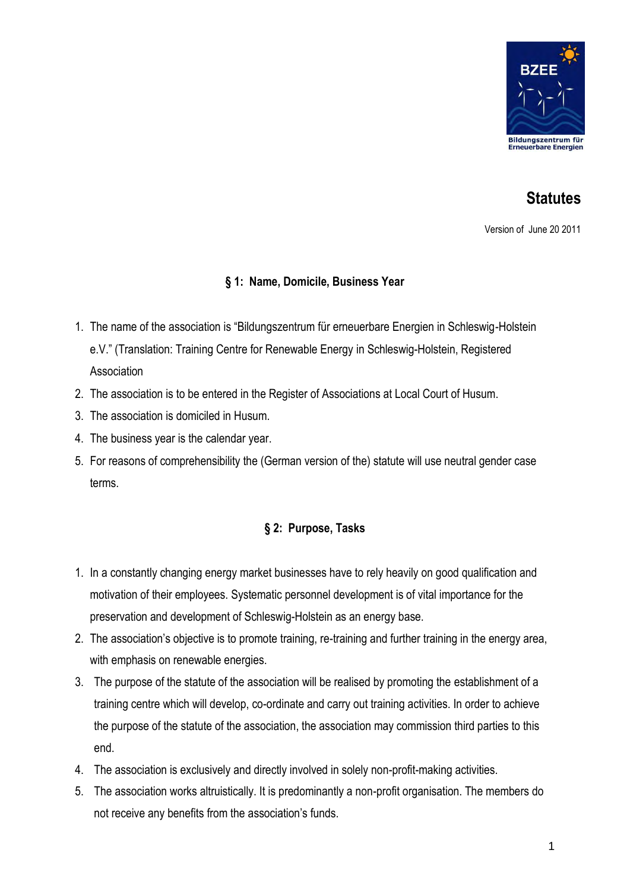# Statutes

Version of June 20 2011

## § 1: Name, Domicile, Business Year

1. The name of the association is "Bildungszentrum für erneuerbare Energien in Schleswig-Holstein e.V." (Translation: Training Centre for Renewable Energy in Schleswig-Holstein, Registered Association
2. The association is to be entered in the Register of Associations at Local Court of Husum.
3. The association is domiciled in Husum.
4. The business year is the calendar year.
5. For reasons of comprehensibility the (German version of the) statute will use neutral gender case terms.

## § 2: Purpose, Tasks

1. In a constantly changing energy market businesses have to rely heavily on good qualification and motivation of their employees. Systematic personnel development is of vital importance for the preservation and development of Schleswig-Holstein as an energy base.
2. The association's objective is to promote training, re-training and further training in the energy area, with emphasis on renewable energies.
3. The purpose of the statute of the association will be realised by promoting the establishment of a training centre which will develop, co-ordinate and carry out training activities. In order to achieve the purpose of the statute of the association, the association may commission third parties to this end.
4. The association is exclusively and directly involved in solely non-profit-making activities.
5. The association works altruistically. It is predominantly a non-profit organisation. The members do not receive any benefits from the association's funds.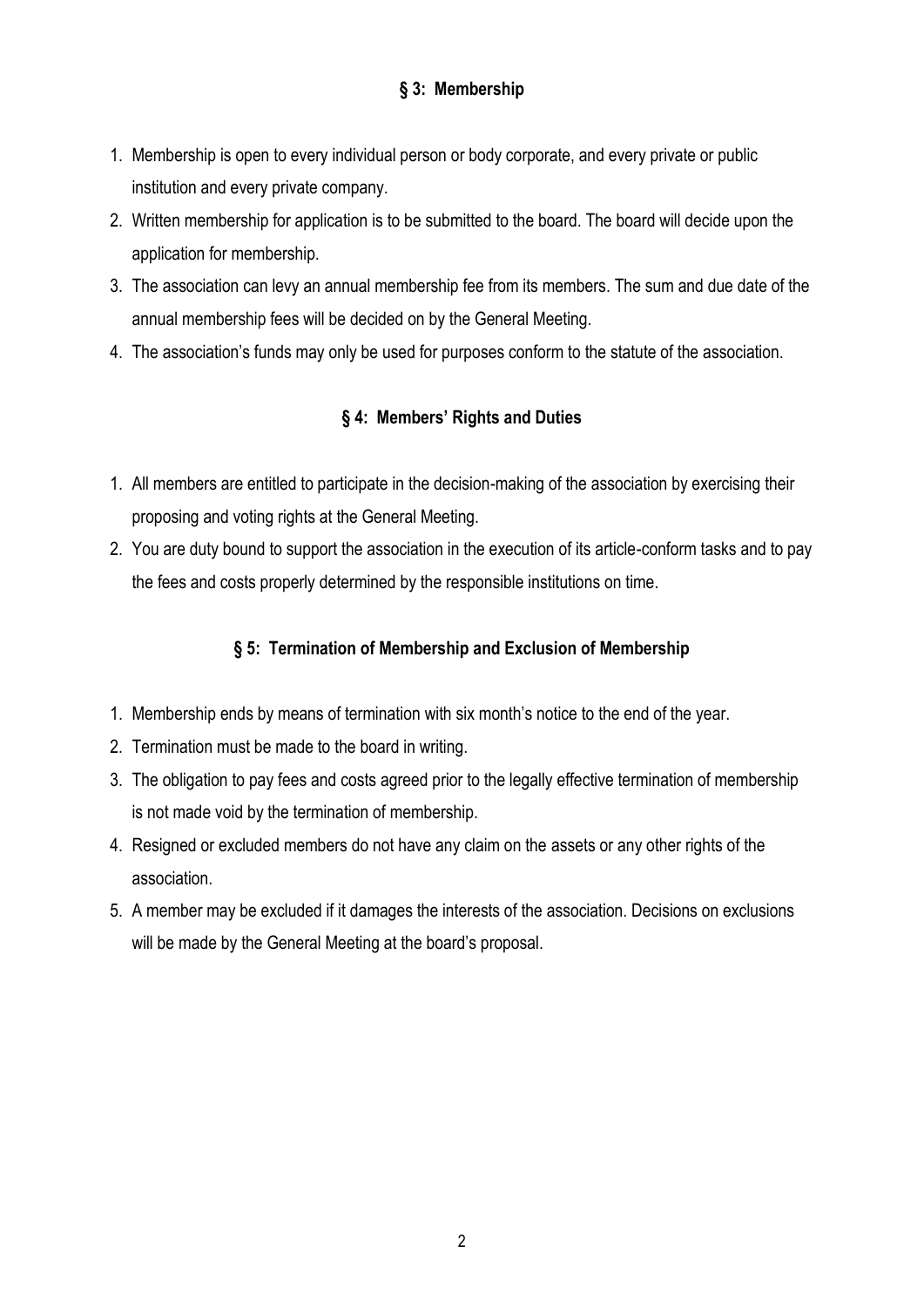### § 3: Membership

1. Membership is open to every individual person or body corporate, and every private or public institution and every private company.
2. Written membership for application is to be submitted to the board. The board will decide upon the application for membership.
3. The association can levy an annual membership fee from its members. The sum and due date of the annual membership fees will be decided on by the General Meeting.
4. The association's funds may only be used for purposes conform to the statute of the association.

### § 4: Members' Rights and Duties

1. All members are entitled to participate in the decision-making of the association by exercising their proposing and voting rights at the General Meeting.
2. You are duty bound to support the association in the execution of its article-conform tasks and to pay the fees and costs properly determined by the responsible institutions on time.

### § 5: Termination of Membership and Exclusion of Membership

1. Membership ends by means of termination with six month's notice to the end of the year.
2. Termination must be made to the board in writing.
3. The obligation to pay fees and costs agreed prior to the legally effective termination of membership is not made void by the termination of membership.
4. Resigned or excluded members do not have any claim on the assets or any other rights of the association.
5. A member may be excluded if it damages the interests of the association. Decisions on exclusions will be made by the General Meeting at the board's proposal.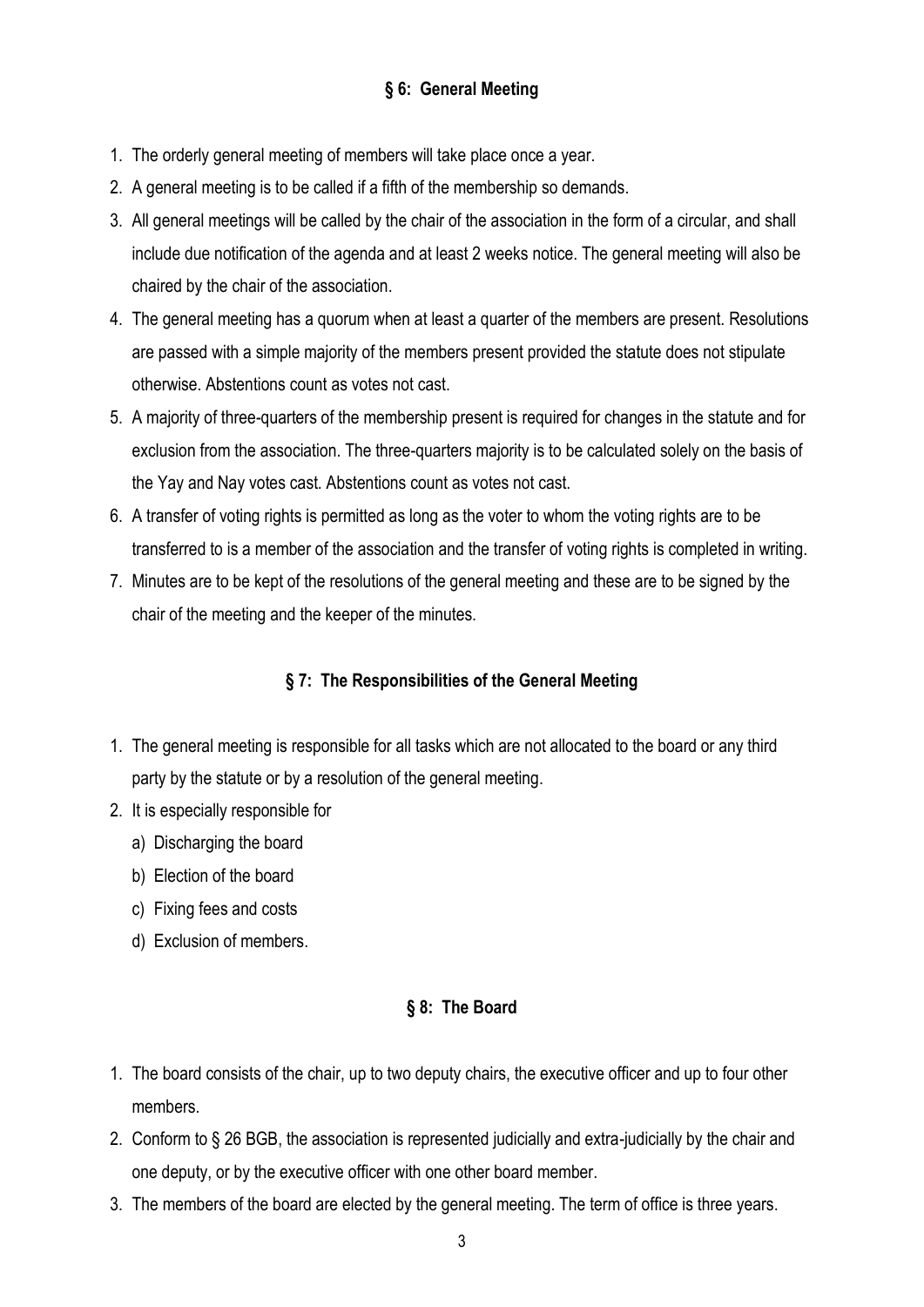## § 6: General Meeting

1. The orderly general meeting of members will take place once a year.
2. A general meeting is to be called if a fifth of the membership so demands.
3. All general meetings will be called by the chair of the association in the form of a circular, and shall include due notification of the agenda and at least 2 weeks notice. The general meeting will also be chaired by the chair of the association.
4. The general meeting has a quorum when at least a quarter of the members are present. Resolutions are passed with a simple majority of the members present provided the statute does not stipulate otherwise. Abstentions count as votes not cast.
5. A majority of three-quarters of the membership present is required for changes in the statute and for exclusion from the association. The three-quarters majority is to be calculated solely on the basis of the Yay and Nay votes cast. Abstentions count as votes not cast.
6. A transfer of voting rights is permitted as long as the voter to whom the voting rights are to be transferred to is a member of the association and the transfer of voting rights is completed in writing.
7. Minutes are to be kept of the resolutions of the general meeting and these are to be signed by the chair of the meeting and the keeper of the minutes.

## § 7: The Responsibilities of the General Meeting

1. The general meeting is responsible for all tasks which are not allocated to the board or any third party by the statute or by a resolution of the general meeting.
2. It is especially responsible for
   a) Discharging the board
   b) Election of the board
   c) Fixing fees and costs
   d) Exclusion of members.

## § 8: The Board

1. The board consists of the chair, up to two deputy chairs, the executive officer and up to four other members.
2. Conform to § 26 BGB, the association is represented judicially and extra-judicially by the chair and one deputy, or by the executive officer with one other board member.
3. The members of the board are elected by the general meeting. The term of office is three years.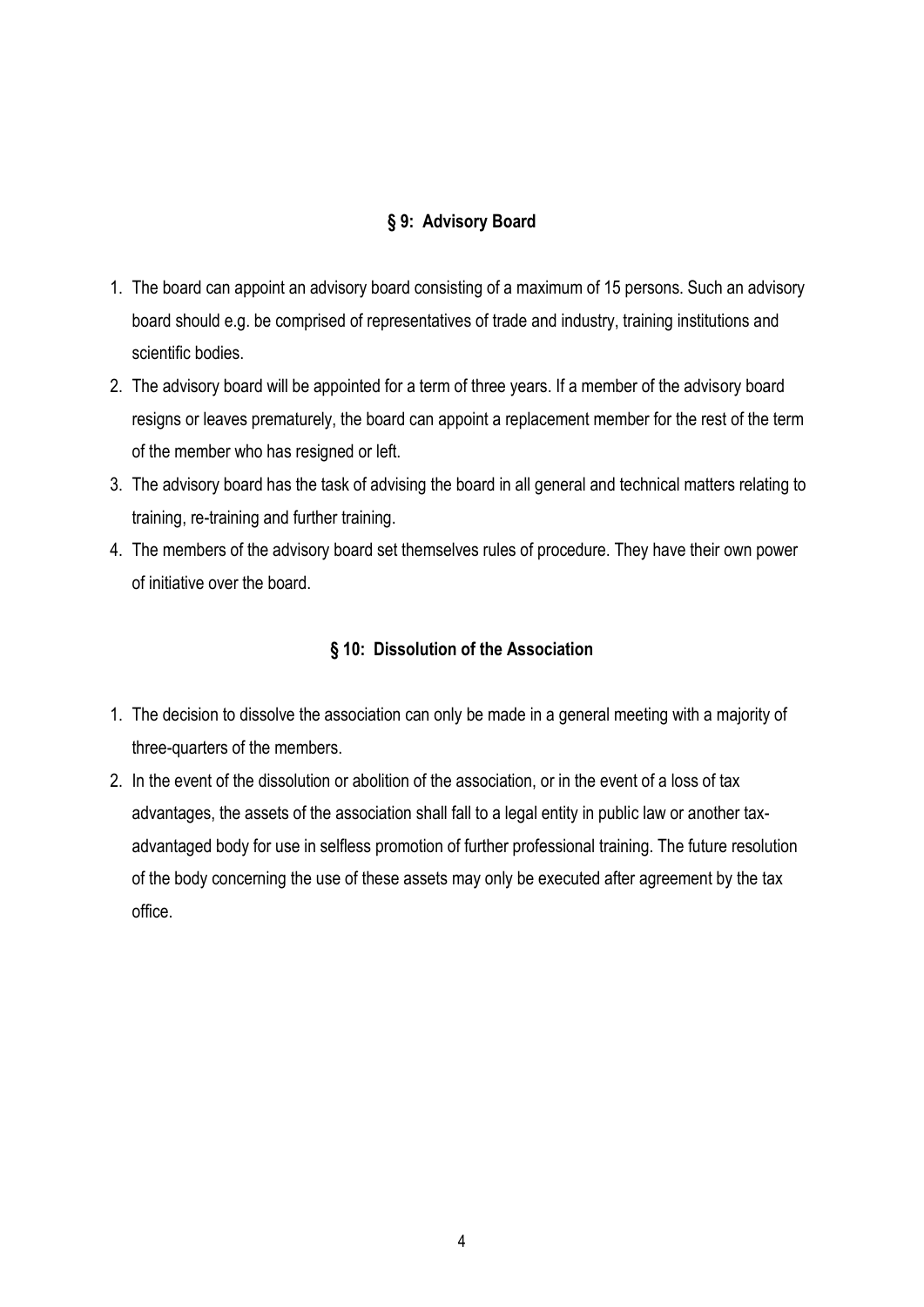### § 9: Advisory Board

1. The board can appoint an advisory board consisting of a maximum of 15 persons. Such an advisory board should e.g. be comprised of representatives of trade and industry, training institutions and scientific bodies.
2. The advisory board will be appointed for a term of three years. If a member of the advisory board resigns or leaves prematurely, the board can appoint a replacement member for the rest of the term of the member who has resigned or left.
3. The advisory board has the task of advising the board in all general and technical matters relating to training, re-training and further training.
4. The members of the advisory board set themselves rules of procedure. They have their own power of initiative over the board.

### § 10: Dissolution of the Association

1. The decision to dissolve the association can only be made in a general meeting with a majority of three-quarters of the members.
2. In the event of the dissolution or abolition of the association, or in the event of a loss of tax advantages, the assets of the association shall fall to a legal entity in public law or another tax-advantaged body for use in selfless promotion of further professional training. The future resolution of the body concerning the use of these assets may only be executed after agreement by the tax office.